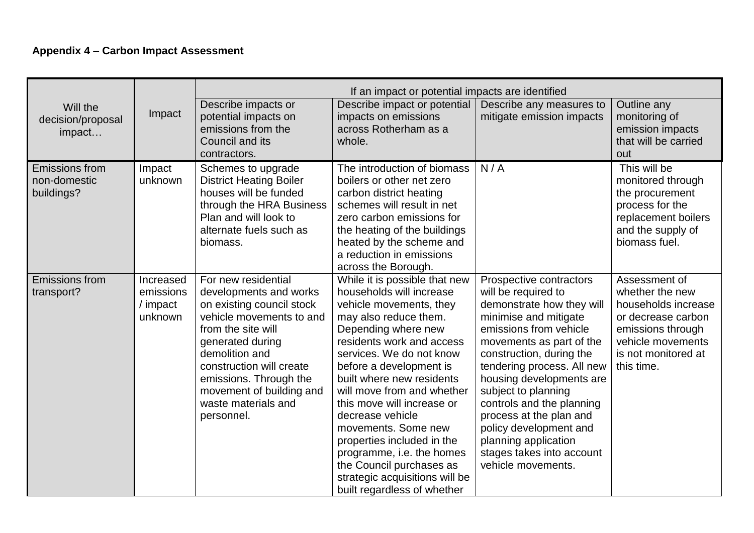**Appendix 4 – Carbon Impact Assessment**

| Will the decision/proposal impact… | Impact | If an impact or potential impacts are identified | | | |
|---|---|---|---|---|---|
| | | Describe impacts or potential impacts on emissions from the Council and its contractors. | Describe impact or potential impacts on emissions across Rotherham as a whole. | Describe any measures to mitigate emission impacts | Outline any monitoring of emission impacts that will be carried out |
| Emissions from non-domestic buildings? | Impact unknown | Schemes to upgrade District Heating Boiler houses will be funded through the HRA Business Plan and will look to alternate fuels such as biomass. | The introduction of biomass boilers or other net zero carbon district heating schemes will result in net zero carbon emissions for the heating of the buildings heated by the scheme and a reduction in emissions across the Borough. | N / A | This will be monitored through the procurement process for the replacement boilers and the supply of biomass fuel. |
| Emissions from transport? | Increased emissions / impact unknown | For new residential developments and works on existing council stock vehicle movements to and from the site will generated during demolition and construction will create emissions. Through the movement of building and waste materials and personnel. | While it is possible that new households will increase vehicle movements, they may also reduce them. Depending where new residents work and access services. We do not know before a development is built where new residents will move from and whether this move will increase or decrease vehicle movements. Some new properties included in the programme, i.e. the homes the Council purchases as strategic acquisitions will be built regardless of whether | Prospective contractors will be required to demonstrate how they will minimise and mitigate emissions from vehicle movements as part of the construction, during the tendering process. All new housing developments are subject to planning controls and the planning process at the plan and policy development and planning application stages takes into account vehicle movements. | Assessment of whether the new households increase or decrease carbon emissions through vehicle movements is not monitored at this time. |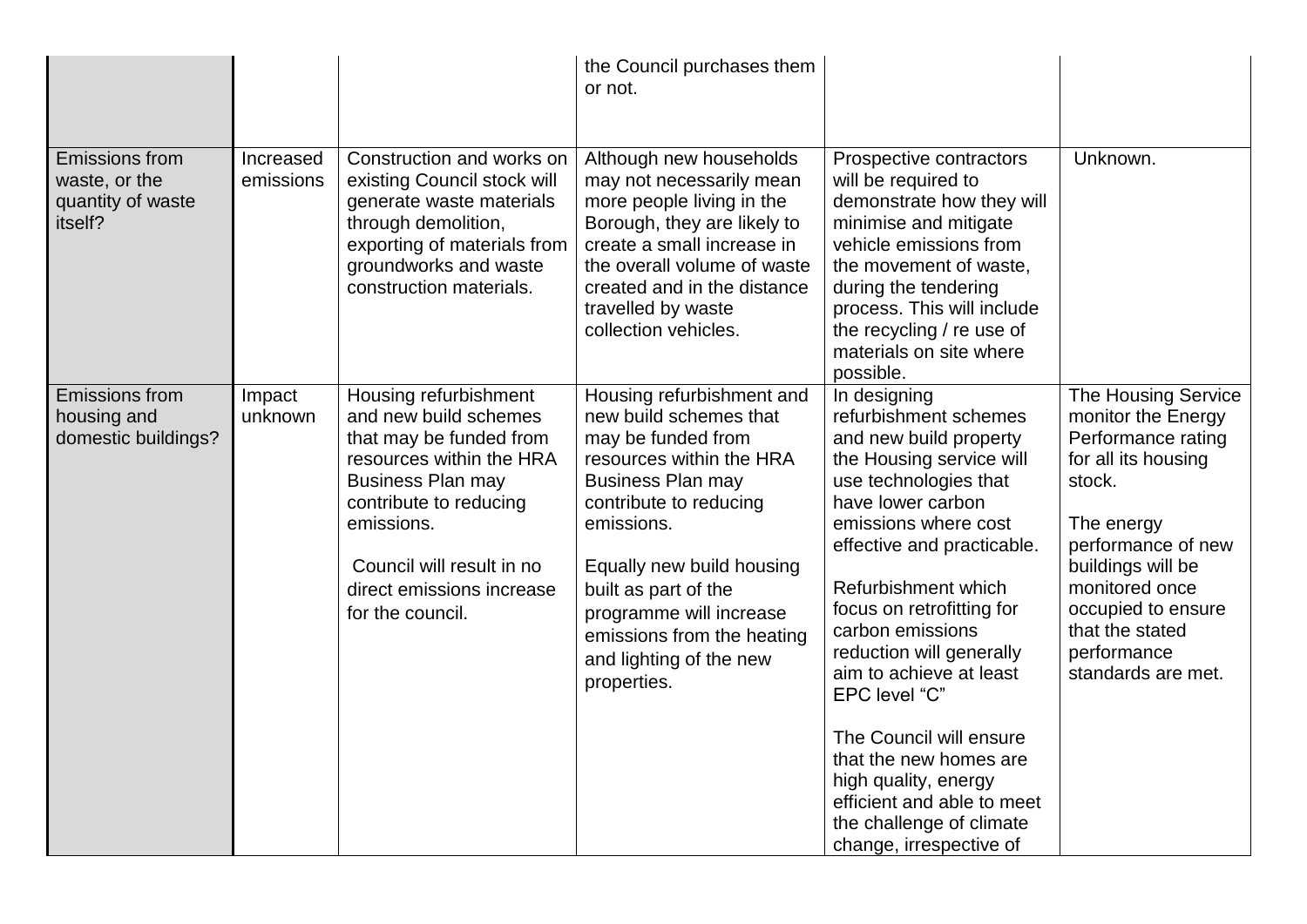| | | | | | |
|---|---|---|---|---|---|
| | | | the Council purchases them or not. | | |
| Emissions from waste, or the quantity of waste itself? | Increased emissions | Construction and works on existing Council stock will generate waste materials through demolition, exporting of materials from groundworks and waste construction materials. | Although new households may not necessarily mean more people living in the Borough, they are likely to create a small increase in the overall volume of waste created and in the distance travelled by waste collection vehicles. | Prospective contractors will be required to demonstrate how they will minimise and mitigate vehicle emissions from the movement of waste, during the tendering process. This will include the recycling / re use of materials on site where possible. | Unknown. |
| Emissions from housing and domestic buildings? | Impact unknown | Housing refurbishment and new build schemes that may be funded from resources within the HRA Business Plan may contribute to reducing emissions.<br><br>Council will result in no direct emissions increase for the council. | Housing refurbishment and new build schemes that may be funded from resources within the HRA Business Plan may contribute to reducing emissions.<br><br>Equally new build housing built as part of the programme will increase emissions from the heating and lighting of the new properties. | In designing refurbishment schemes and new build property the Housing service will use technologies that have lower carbon emissions where cost effective and practicable.<br><br>Refurbishment which focus on retrofitting for carbon emissions reduction will generally aim to achieve at least EPC level "C"<br><br>The Council will ensure that the new homes are high quality, energy efficient and able to meet the challenge of climate change, irrespective of | The Housing Service monitor the Energy Performance rating for all its housing stock.<br><br>The energy performance of new buildings will be monitored once occupied to ensure that the stated performance standards are met. |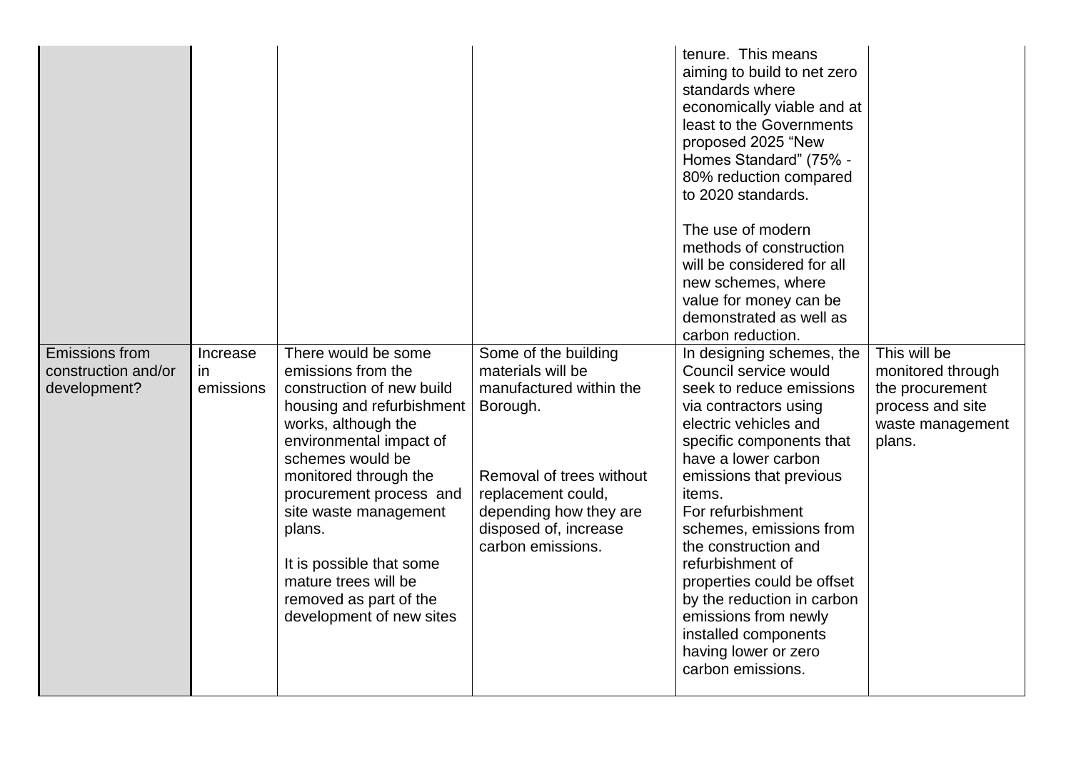| | | | | | |
|---|---|---|---|---|---|
| | | | | tenure. This means aiming to build to net zero standards where economically viable and at least to the Governments proposed 2025 "New Homes Standard" (75% - 80% reduction compared to 2020 standards.<br><br>The use of modern methods of construction will be considered for all new schemes, where value for money can be demonstrated as well as carbon reduction. | |
| Emissions from construction and/or development? | Increase in emissions | There would be some emissions from the construction of new build housing and refurbishment works, although the environmental impact of schemes would be monitored through the procurement process and site waste management plans.<br><br>It is possible that some mature trees will be removed as part of the development of new sites | Some of the building materials will be manufactured within the Borough.<br><br>Removal of trees without replacement could, depending how they are disposed of, increase carbon emissions. | In designing schemes, the Council service would seek to reduce emissions via contractors using electric vehicles and specific components that have a lower carbon emissions that previous items.<br>For refurbishment schemes, emissions from the construction and refurbishment of properties could be offset by the reduction in carbon emissions from newly installed components having lower or zero carbon emissions. | This will be monitored through the procurement process and site waste management plans. |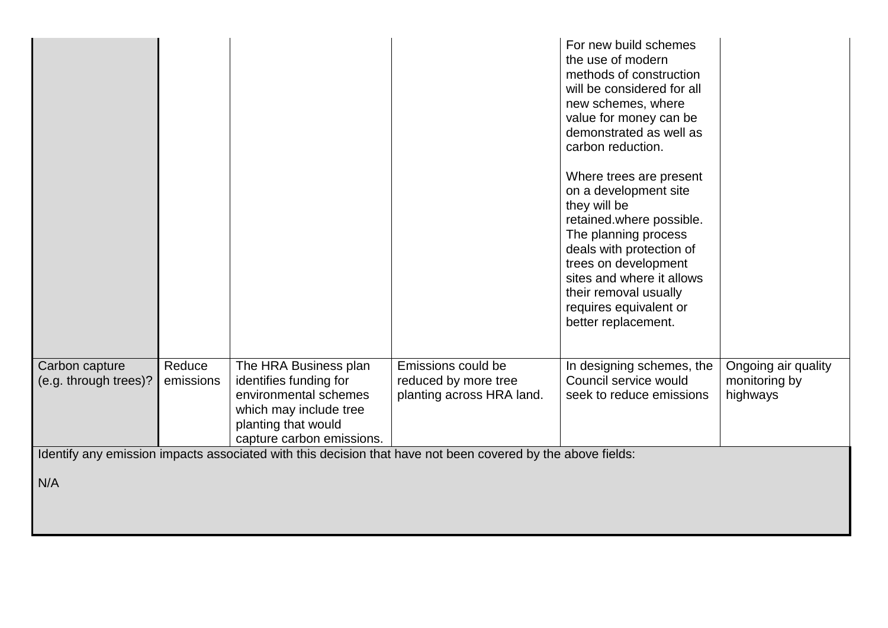| | | | | | |
|---|---|---|---|---|---|
| | | | | For new build schemes the use of modern methods of construction will be considered for all new schemes, where value for money can be demonstrated as well as carbon reduction.<br><br>Where trees are present on a development site they will be retained.where possible. The planning process deals with protection of trees on development sites and where it allows their removal usually requires equivalent or better replacement. | |
| Carbon capture (e.g. through trees)? | Reduce emissions | The HRA Business plan identifies funding for environmental schemes which may include tree planting that would capture carbon emissions. | Emissions could be reduced by more tree planting across HRA land. | In designing schemes, the Council service would seek to reduce emissions | Ongoing air quality monitoring by highways |
| Identify any emission impacts associated with this decision that have not been covered by the above fields:<br><br>N/A | | | | | |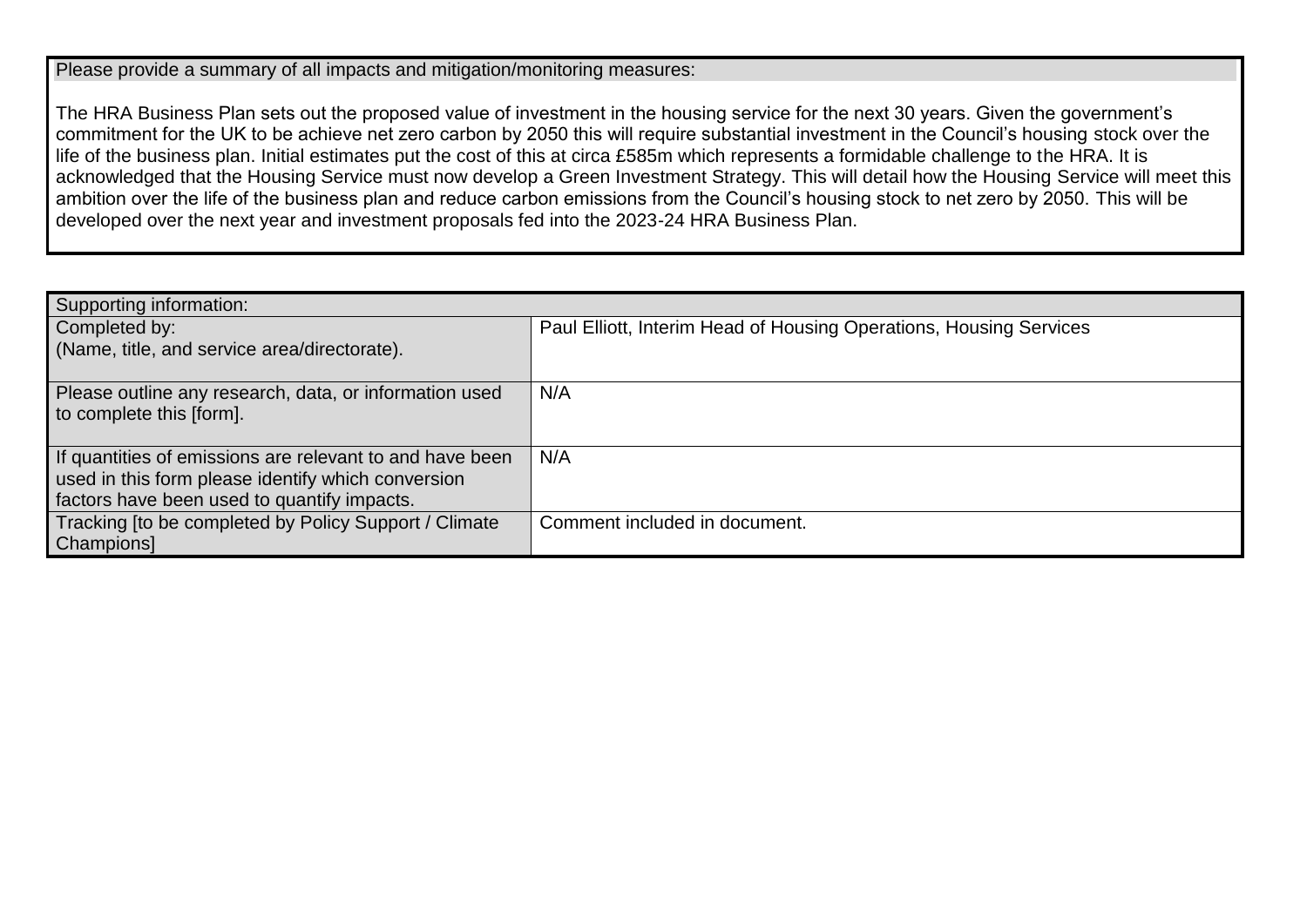| Please provide a summary of all impacts and mitigation/monitoring measures: |
| --- |
| The HRA Business Plan sets out the proposed value of investment in the housing service for the next 30 years. Given the government's commitment for the UK to be achieve net zero carbon by 2050 this will require substantial investment in the Council's housing stock over the life of the business plan. Initial estimates put the cost of this at circa £585m which represents a formidable challenge to the HRA. It is acknowledged that the Housing Service must now develop a Green Investment Strategy. This will detail how the Housing Service will meet this ambition over the life of the business plan and reduce carbon emissions from the Council's housing stock to net zero by 2050. This will be developed over the next year and investment proposals fed into the 2023-24 HRA Business Plan. |

| Supporting information: | |
| --- | --- |
| Completed by:<br>(Name, title, and service area/directorate). | Paul Elliott, Interim Head of Housing Operations, Housing Services |
| Please outline any research, data, or information used to complete this [form]. | N/A |
| If quantities of emissions are relevant to and have been used in this form please identify which conversion factors have been used to quantify impacts. | N/A |
| Tracking [to be completed by Policy Support / Climate Champions] | Comment included in document. |